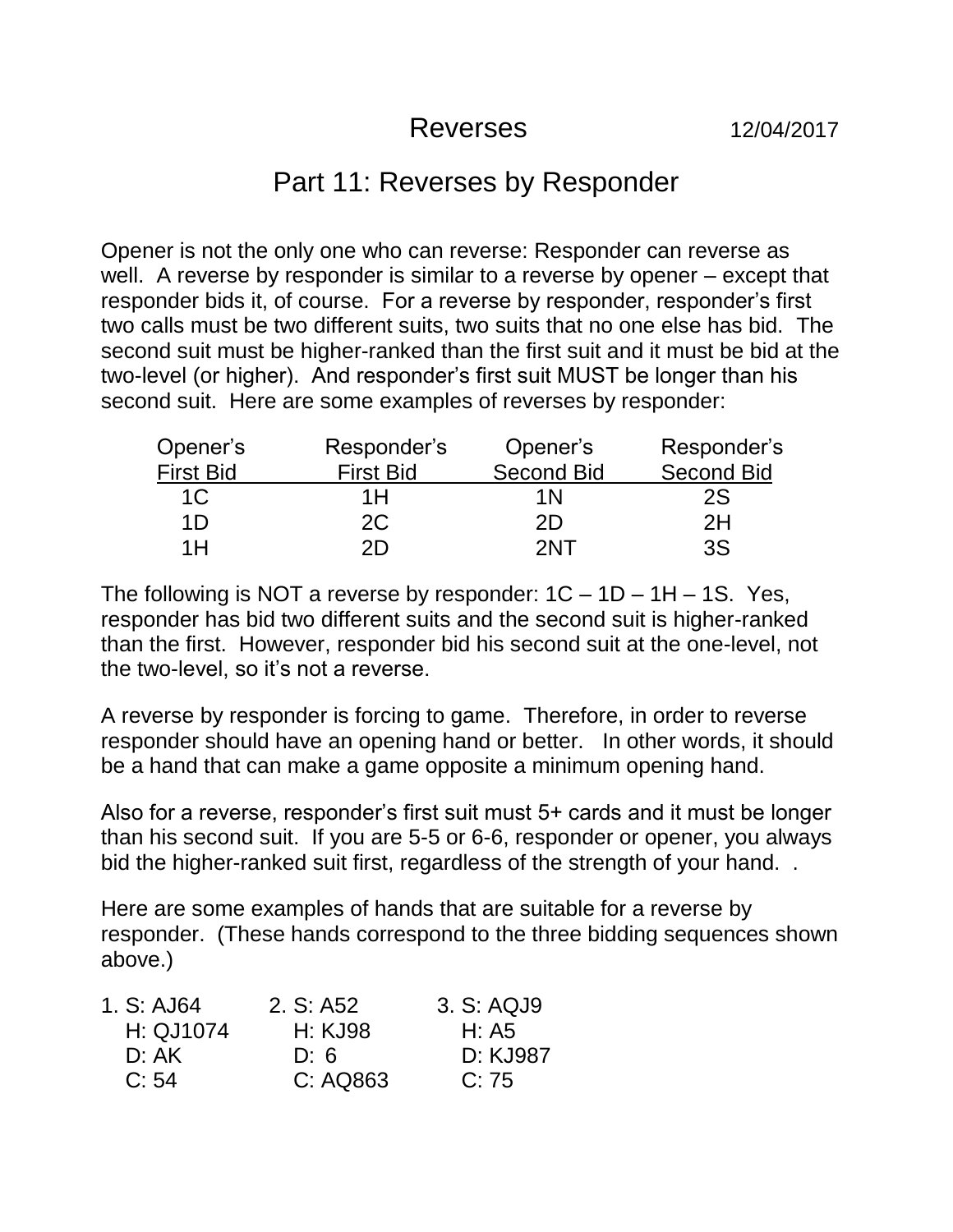# Reverses

12/04/2017

## Part 11: Reverses by Responder

Opener is not the only one who can reverse: Responder can reverse as well. A reverse by responder is similar to a reverse by opener – except that responder bids it, of course. For a reverse by responder, responder's first two calls must be two different suits, two suits that no one else has bid. The second suit must be higher-ranked than the first suit and it must be bid at the two-level (or higher). And responder's first suit MUST be longer than his second suit. Here are some examples of reverses by responder:

| Opener's First Bid | Responder's First Bid | Opener's Second Bid | Responder's Second Bid |
| --- | --- | --- | --- |
| 1C | 1H | 1N | 2S |
| 1D | 2C | 2D | 2H |
| 1H | 2D | 2NT | 3S |

The following is NOT a reverse by responder: 1C – 1D – 1H – 1S. Yes, responder has bid two different suits and the second suit is higher-ranked than the first. However, responder bid his second suit at the one-level, not the two-level, so it's not a reverse.

A reverse by responder is forcing to game. Therefore, in order to reverse responder should have an opening hand or better. In other words, it should be a hand that can make a game opposite a minimum opening hand.

Also for a reverse, responder's first suit must 5+ cards and it must be longer than his second suit. If you are 5-5 or 6-6, responder or opener, you always bid the higher-ranked suit first, regardless of the strength of your hand. .

Here are some examples of hands that are suitable for a reverse by responder. (These hands correspond to the three bidding sequences shown above.)

| 1. | 2. | 3. |
| --- | --- | --- |
| S: AJ64 | S: A52 | S: AQJ9 |
| H: QJ1074 | H: KJ98 | H: A5 |
| D: AK | D: 6 | D: KJ987 |
| C: 54 | C: AQ863 | C: 75 |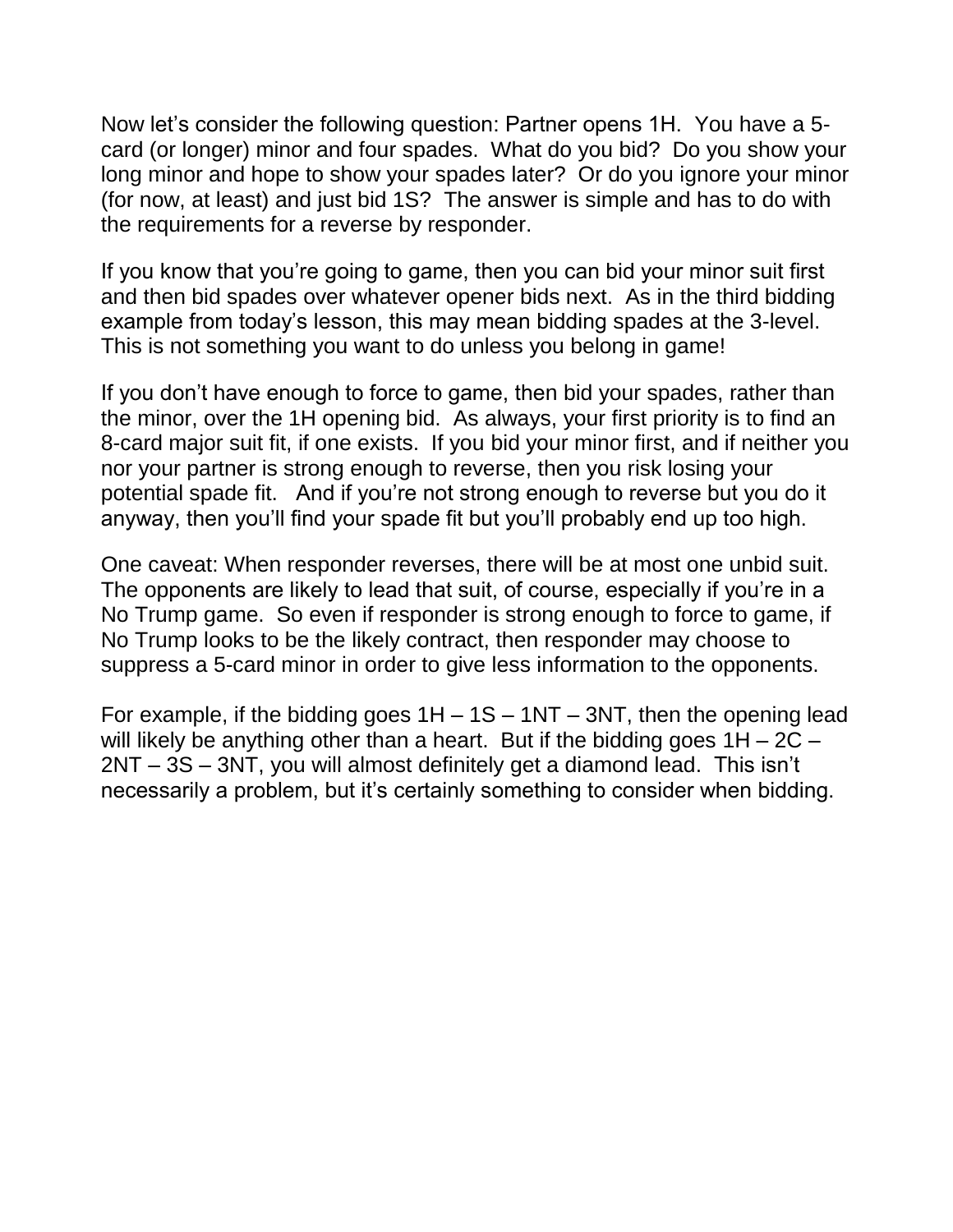Now let's consider the following question: Partner opens 1H. You have a 5-card (or longer) minor and four spades. What do you bid? Do you show your long minor and hope to show your spades later? Or do you ignore your minor (for now, at least) and just bid 1S? The answer is simple and has to do with the requirements for a reverse by responder.

If you know that you're going to game, then you can bid your minor suit first and then bid spades over whatever opener bids next. As in the third bidding example from today's lesson, this may mean bidding spades at the 3-level. This is not something you want to do unless you belong in game!

If you don't have enough to force to game, then bid your spades, rather than the minor, over the 1H opening bid. As always, your first priority is to find an 8-card major suit fit, if one exists. If you bid your minor first, and if neither you nor your partner is strong enough to reverse, then you risk losing your potential spade fit. And if you're not strong enough to reverse but you do it anyway, then you'll find your spade fit but you'll probably end up too high.

One caveat: When responder reverses, there will be at most one unbid suit. The opponents are likely to lead that suit, of course, especially if you're in a No Trump game. So even if responder is strong enough to force to game, if No Trump looks to be the likely contract, then responder may choose to suppress a 5-card minor in order to give less information to the opponents.

For example, if the bidding goes 1H – 1S – 1NT – 3NT, then the opening lead will likely be anything other than a heart. But if the bidding goes 1H – 2C – 2NT – 3S – 3NT, you will almost definitely get a diamond lead. This isn't necessarily a problem, but it's certainly something to consider when bidding.